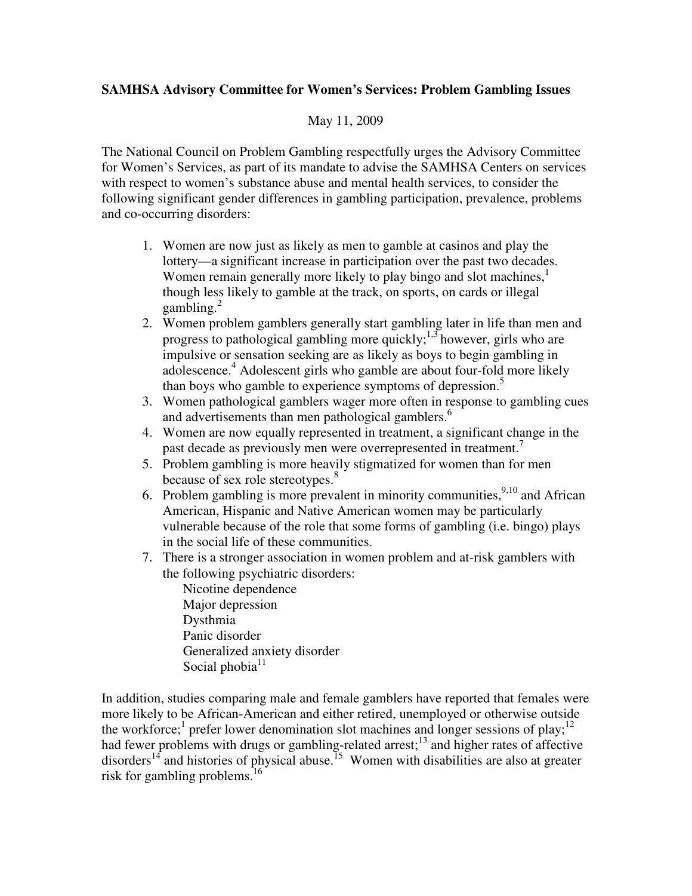**SAMHSA Advisory Committee for Women's Services: Problem Gambling Issues**

May 11, 2009

The National Council on Problem Gambling respectfully urges the Advisory Committee for Women's Services, as part of its mandate to advise the SAMHSA Centers on services with respect to women's substance abuse and mental health services, to consider the following significant gender differences in gambling participation, prevalence, problems and co-occurring disorders:

1. Women are now just as likely as men to gamble at casinos and play the lottery—a significant increase in participation over the past two decades. Women remain generally more likely to play bingo and slot machines,[1] though less likely to gamble at the track, on sports, on cards or illegal gambling.[2]
2. Women problem gamblers generally start gambling later in life than men and progress to pathological gambling more quickly;[1,3] however, girls who are impulsive or sensation seeking are as likely as boys to begin gambling in adolescence.[4] Adolescent girls who gamble are about four-fold more likely than boys who gamble to experience symptoms of depression.[5]
3. Women pathological gamblers wager more often in response to gambling cues and advertisements than men pathological gamblers.[6]
4. Women are now equally represented in treatment, a significant change in the past decade as previously men were overrepresented in treatment.[7]
5. Problem gambling is more heavily stigmatized for women than for men because of sex role stereotypes.[8]
6. Problem gambling is more prevalent in minority communities,[9,10] and African American, Hispanic and Native American women may be particularly vulnerable because of the role that some forms of gambling (i.e. bingo) plays in the social life of these communities.
7. There is a stronger association in women problem and at-risk gamblers with the following psychiatric disorders:
   - Nicotine dependence
   - Major depression
   - Dysthmia
   - Panic disorder
   - Generalized anxiety disorder
   - Social phobia[11]

In addition, studies comparing male and female gamblers have reported that females were more likely to be African-American and either retired, unemployed or otherwise outside the workforce;[1] prefer lower denomination slot machines and longer sessions of play;[12] had fewer problems with drugs or gambling-related arrest;[13] and higher rates of affective disorders[14] and histories of physical abuse.[15] Women with disabilities are also at greater risk for gambling problems.[16]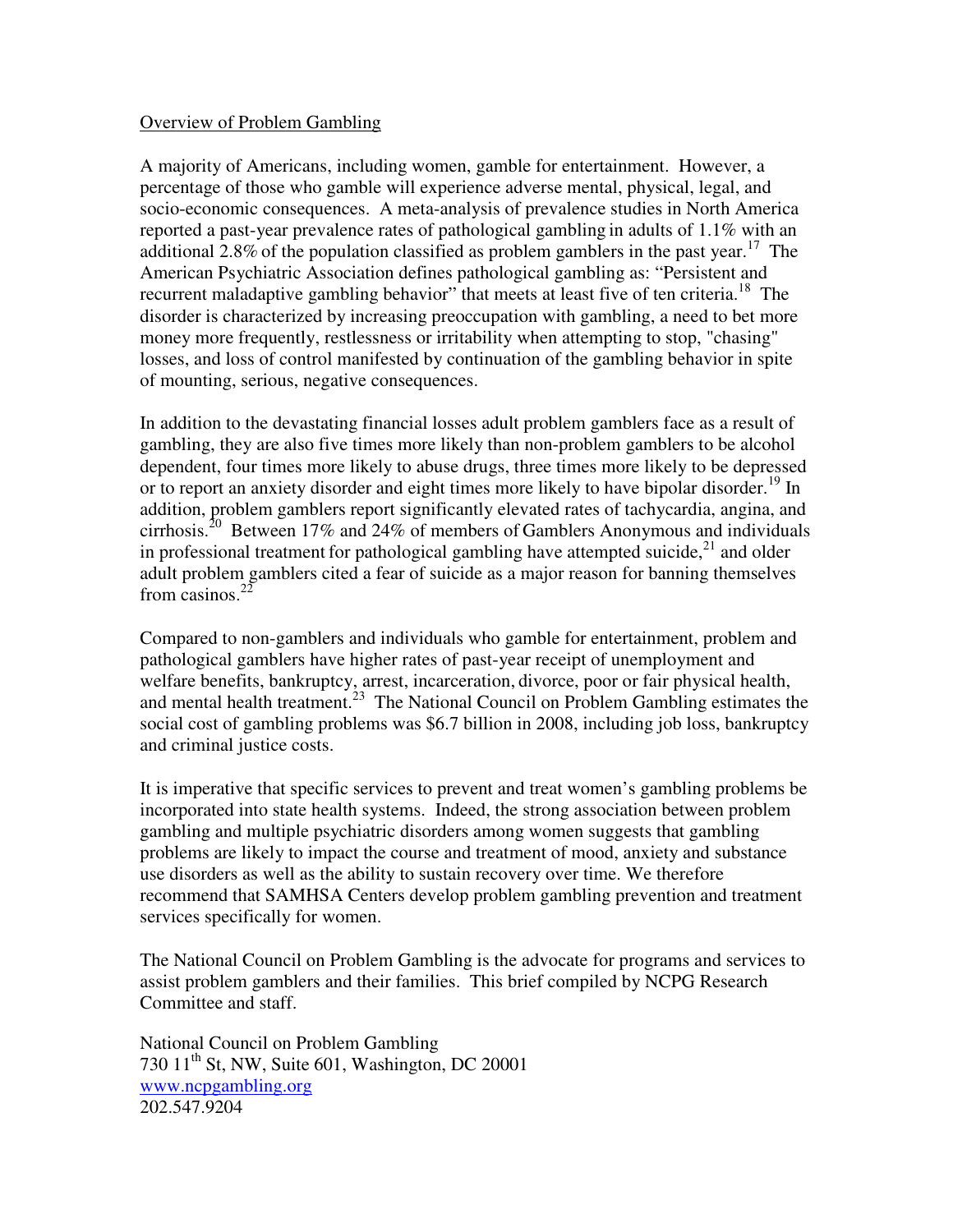## Overview of Problem Gambling

A majority of Americans, including women, gamble for entertainment. However, a percentage of those who gamble will experience adverse mental, physical, legal, and socio-economic consequences. A meta-analysis of prevalence studies in North America reported a past-year prevalence rates of pathological gambling in adults of 1.1% with an additional 2.8% of the population classified as problem gamblers in the past year.[17] The American Psychiatric Association defines pathological gambling as: "Persistent and recurrent maladaptive gambling behavior" that meets at least five of ten criteria.[18] The disorder is characterized by increasing preoccupation with gambling, a need to bet more money more frequently, restlessness or irritability when attempting to stop, "chasing" losses, and loss of control manifested by continuation of the gambling behavior in spite of mounting, serious, negative consequences.

In addition to the devastating financial losses adult problem gamblers face as a result of gambling, they are also five times more likely than non-problem gamblers to be alcohol dependent, four times more likely to abuse drugs, three times more likely to be depressed or to report an anxiety disorder and eight times more likely to have bipolar disorder.[19] In addition, problem gamblers report significantly elevated rates of tachycardia, angina, and cirrhosis.[20] Between 17% and 24% of members of Gamblers Anonymous and individuals in professional treatment for pathological gambling have attempted suicide,[21] and older adult problem gamblers cited a fear of suicide as a major reason for banning themselves from casinos.[22]

Compared to non-gamblers and individuals who gamble for entertainment, problem and pathological gamblers have higher rates of past-year receipt of unemployment and welfare benefits, bankruptcy, arrest, incarceration, divorce, poor or fair physical health, and mental health treatment.[23] The National Council on Problem Gambling estimates the social cost of gambling problems was $6.7 billion in 2008, including job loss, bankruptcy and criminal justice costs.

It is imperative that specific services to prevent and treat women's gambling problems be incorporated into state health systems. Indeed, the strong association between problem gambling and multiple psychiatric disorders among women suggests that gambling problems are likely to impact the course and treatment of mood, anxiety and substance use disorders as well as the ability to sustain recovery over time. We therefore recommend that SAMHSA Centers develop problem gambling prevention and treatment services specifically for women.

The National Council on Problem Gambling is the advocate for programs and services to assist problem gamblers and their families. This brief compiled by NCPG Research Committee and staff.

National Council on Problem Gambling
730 11th St, NW, Suite 601, Washington, DC 20001
www.ncpgambling.org
202.547.9204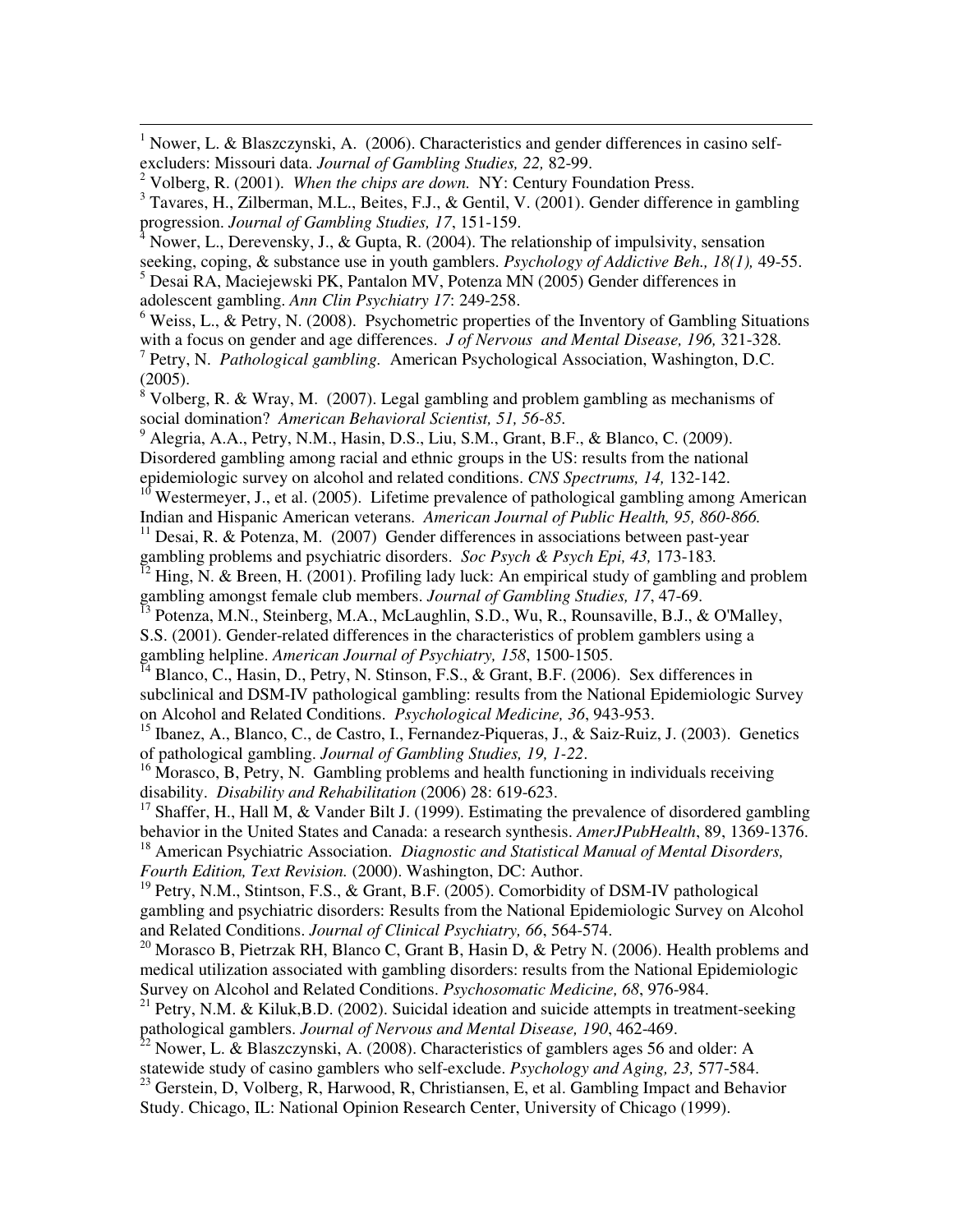[1] Nower, L. & Blaszczynski, A. (2006). Characteristics and gender differences in casino self-excluders: Missouri data. *Journal of Gambling Studies, 22,* 82-99.

[2] Volberg, R. (2001). *When the chips are down.* NY: Century Foundation Press.

[3] Tavares, H., Zilberman, M.L., Beites, F.J., & Gentil, V. (2001). Gender difference in gambling progression. *Journal of Gambling Studies, 17*, 151-159.

[4] Nower, L., Derevensky, J., & Gupta, R. (2004). The relationship of impulsivity, sensation seeking, coping, & substance use in youth gamblers. *Psychology of Addictive Beh., 18(1),* 49-55.

[5] Desai RA, Maciejewski PK, Pantalon MV, Potenza MN (2005) Gender differences in adolescent gambling. *Ann Clin Psychiatry 17*: 249-258.

[6] Weiss, L., & Petry, N. (2008). Psychometric properties of the Inventory of Gambling Situations with a focus on gender and age differences. *J of Nervous and Mental Disease, 196,* 321-328*.*

[7] Petry, N. *Pathological gambling.* American Psychological Association, Washington, D.C. (2005).

[8] Volberg, R. & Wray, M. (2007). Legal gambling and problem gambling as mechanisms of social domination? *American Behavioral Scientist, 51, 56-85.*

[9] Alegria, A.A., Petry, N.M., Hasin, D.S., Liu, S.M., Grant, B.F., & Blanco, C. (2009). Disordered gambling among racial and ethnic groups in the US: results from the national epidemiologic survey on alcohol and related conditions. *CNS Spectrums, 14,* 132-142.

[10] Westermeyer, J., et al. (2005). Lifetime prevalence of pathological gambling among American Indian and Hispanic American veterans. *American Journal of Public Health, 95, 860-866.*

[11] Desai, R. & Potenza, M. (2007) Gender differences in associations between past-year gambling problems and psychiatric disorders. *Soc Psych & Psych Epi, 43,* 173-183*.*

[12] Hing, N. & Breen, H. (2001). Profiling lady luck: An empirical study of gambling and problem gambling amongst female club members. *Journal of Gambling Studies, 17*, 47-69.

[13] Potenza, M.N., Steinberg, M.A., McLaughlin, S.D., Wu, R., Rounsaville, B.J., & O'Malley, S.S. (2001). Gender-related differences in the characteristics of problem gamblers using a gambling helpline. *American Journal of Psychiatry, 158*, 1500-1505.

[14] Blanco, C., Hasin, D., Petry, N. Stinson, F.S., & Grant, B.F. (2006). Sex differences in subclinical and DSM-IV pathological gambling: results from the National Epidemiologic Survey on Alcohol and Related Conditions. *Psychological Medicine, 36*, 943-953.

[15] Ibanez, A., Blanco, C., de Castro, I., Fernandez-Piqueras, J., & Saiz-Ruiz, J. (2003). Genetics of pathological gambling. *Journal of Gambling Studies, 19, 1-22*.

[16] Morasco, B, Petry, N. Gambling problems and health functioning in individuals receiving disability. *Disability and Rehabilitation* (2006) 28: 619-623.

[17] Shaffer, H., Hall M, & Vander Bilt J. (1999). Estimating the prevalence of disordered gambling behavior in the United States and Canada: a research synthesis. *AmerJPubHealth*, 89, 1369-1376.

[18] American Psychiatric Association. *Diagnostic and Statistical Manual of Mental Disorders, Fourth Edition, Text Revision.* (2000). Washington, DC: Author.

[19] Petry, N.M., Stintson, F.S., & Grant, B.F. (2005). Comorbidity of DSM-IV pathological gambling and psychiatric disorders: Results from the National Epidemiologic Survey on Alcohol and Related Conditions. *Journal of Clinical Psychiatry, 66*, 564-574.

[20] Morasco B, Pietrzak RH, Blanco C, Grant B, Hasin D, & Petry N. (2006). Health problems and medical utilization associated with gambling disorders: results from the National Epidemiologic Survey on Alcohol and Related Conditions. *Psychosomatic Medicine, 68*, 976-984.

[21] Petry, N.M. & Kiluk,B.D. (2002). Suicidal ideation and suicide attempts in treatment-seeking pathological gamblers. *Journal of Nervous and Mental Disease, 190*, 462-469.

[22] Nower, L. & Blaszczynski, A. (2008). Characteristics of gamblers ages 56 and older: A statewide study of casino gamblers who self-exclude. *Psychology and Aging, 23,* 577-584.

[23] Gerstein, D, Volberg, R, Harwood, R, Christiansen, E, et al. Gambling Impact and Behavior Study. Chicago, IL: National Opinion Research Center, University of Chicago (1999).